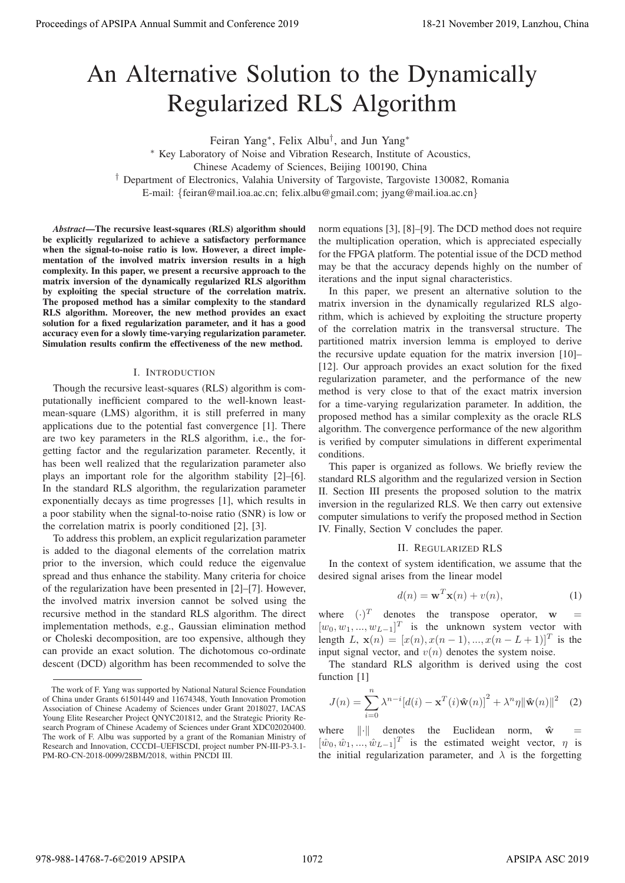# An Alternative Solution to the Dynamically Regularized RLS Algorithm

Feiran Yang*, Felix Albu†, and Jun Yang*

* Key Laboratory of Noise and Vibration Research, Institute of Acoustics, Chinese Academy of Sciences, Beijing 100190, China

† Department of Electronics, Valahia University of Targoviste, Targoviste 130082, Romania

E-mail: {feiran@mail.ioa.ac.cn; felix.albu@gmail.com; jyang@mail.ioa.ac.cn}

***Abstract*—The recursive least-squares (RLS) algorithm should be explicitly regularized to achieve a satisfactory performance when the signal-to-noise ratio is low. However, a direct implementation of the involved matrix inversion results in a high complexity. In this paper, we present a recursive approach to the matrix inversion of the dynamically regularized RLS algorithm by exploiting the special structure of the correlation matrix. The proposed method has a similar complexity to the standard RLS algorithm. Moreover, the new method provides an exact solution for a fixed regularization parameter, and it has a good accuracy even for a slowly time-varying regularization parameter. Simulation results confirm the effectiveness of the new method.**

## I. Introduction

Though the recursive least-squares (RLS) algorithm is computationally inefficient compared to the well-known least-mean-square (LMS) algorithm, it is still preferred in many applications due to the potential fast convergence [1]. There are two key parameters in the RLS algorithm, i.e., the forgetting factor and the regularization parameter. Recently, it has been well realized that the regularization parameter also plays an important role for the algorithm stability [2]–[6]. In the standard RLS algorithm, the regularization parameter exponentially decays as time progresses [1], which results in a poor stability when the signal-to-noise ratio (SNR) is low or the correlation matrix is poorly conditioned [2], [3].

To address this problem, an explicit regularization parameter is added to the diagonal elements of the correlation matrix prior to the inversion, which could reduce the eigenvalue spread and thus enhance the stability. Many criteria for choice of the regularization have been presented in [2]–[7]. However, the involved matrix inversion cannot be solved using the recursive method in the standard RLS algorithm. The direct implementation methods, e.g., Gaussian elimination method or Choleski decomposition, are too expensive, although they can provide an exact solution. The dichotomous co-ordinate descent (DCD) algorithm has been recommended to solve the norm equations [3], [8]–[9]. The DCD method does not require the multiplication operation, which is appreciated especially for the FPGA platform. The potential issue of the DCD method may be that the accuracy depends highly on the number of iterations and the input signal characteristics.

In this paper, we present an alternative solution to the matrix inversion in the dynamically regularized RLS algorithm, which is achieved by exploiting the structure property of the correlation matrix in the transversal structure. The partitioned matrix inversion lemma is employed to derive the recursive update equation for the matrix inversion [10]–[12]. Our approach provides an exact solution for the fixed regularization parameter, and the performance of the new method is very close to that of the exact matrix inversion for a time-varying regularization parameter. In addition, the proposed method has a similar complexity as the oracle RLS algorithm. The convergence performance of the new algorithm is verified by computer simulations in different experimental conditions.

This paper is organized as follows. We briefly review the standard RLS algorithm and the regularized version in Section II. Section III presents the proposed solution to the matrix inversion in the regularized RLS. We then carry out extensive computer simulations to verify the proposed method in Section IV. Finally, Section V concludes the paper.

## II. Regularized RLS

In the context of system identification, we assume that the desired signal arises from the linear model

$$d(n) = \mathbf{w}^T \mathbf{x}(n) + v(n), \tag{1}$$

where $(\cdot)^T$ denotes the transpose operator, $\mathbf{w} = [w_0, w_1, ..., w_{L-1}]^T$ is the unknown system vector with length $L$, $\mathbf{x}(n) = [x(n), x(n-1), ..., x(n-L+1)]^T$ is the input signal vector, and $v(n)$ denotes the system noise.

The standard RLS algorithm is derived using the cost function [1]

$$J(n) = \sum_{i=0}^{n} \lambda^{n-i} \left[d(i) - \mathbf{x}^T(i)\hat{\mathbf{w}}(n)\right]^2 + \lambda^n \eta \|\hat{\mathbf{w}}(n)\|^2 \tag{2}$$

where $\|\cdot\|$ denotes the Euclidean norm, $\hat{\mathbf{w}} = [\hat{w}_0, \hat{w}_1, ..., \hat{w}_{L-1}]^T$ is the estimated weight vector, $\eta$ is the initial regularization parameter, and $\lambda$ is the forgetting

---

The work of F. Yang was supported by National Natural Science Foundation of China under Grants 61501449 and 11674348, Youth Innovation Promotion Association of Chinese Academy of Sciences under Grant 2018027, IACAS Young Elite Researcher Project QNYC201812, and the Strategic Priority Research Program of Chinese Academy of Sciences under Grant XDC02020400. The work of F. Albu was supported by a grant of the Romanian Ministry of Research and Innovation, CCCDI–UEFISCDI, project number PN-III-P3-3.1-PM-RO-CN-2018-0099/28BM/2018, within PNCDI III.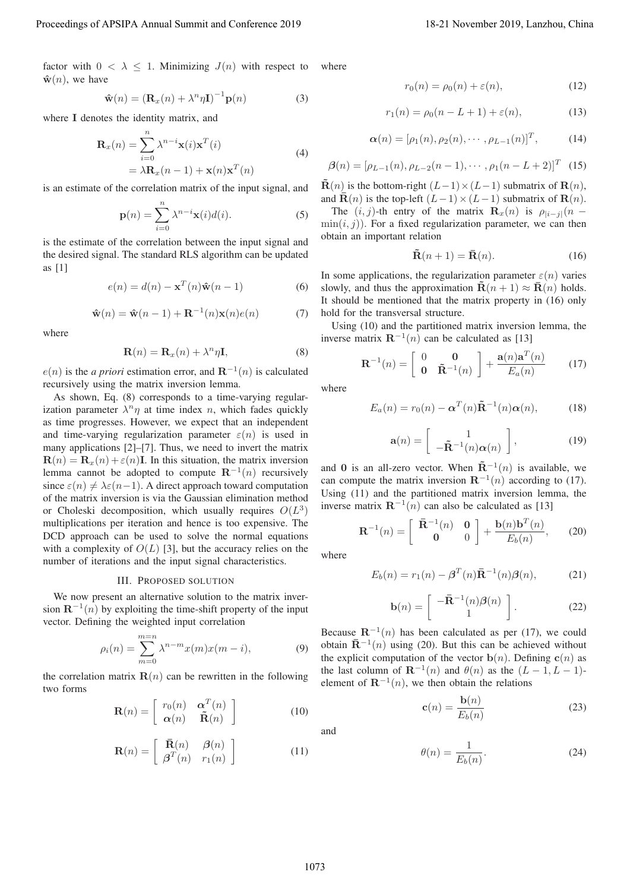factor with $0 < \lambda \leq 1$. Minimizing $J(n)$ with respect to $\hat{\mathbf{w}}(n)$, we have

$$\hat{\mathbf{w}}(n) = \left(\mathbf{R}_x(n) + \lambda^n \eta \mathbf{I}\right)^{-1} \mathbf{p}(n) \tag{3}$$

where $\mathbf{I}$ denotes the identity matrix, and

$$\begin{aligned}\mathbf{R}_x(n) &= \sum_{i=0}^{n} \lambda^{n-i} \mathbf{x}(i)\mathbf{x}^T(i) \\ &= \lambda \mathbf{R}_x(n-1) + \mathbf{x}(n)\mathbf{x}^T(n)\end{aligned} \tag{4}$$

is an estimate of the correlation matrix of the input signal, and

$$\mathbf{p}(n) = \sum_{i=0}^{n} \lambda^{n-i} \mathbf{x}(i) d(i). \tag{5}$$

is the estimate of the correlation between the input signal and the desired signal. The standard RLS algorithm can be updated as [1]

$$e(n) = d(n) - \mathbf{x}^T(n)\hat{\mathbf{w}}(n-1) \tag{6}$$

$$\hat{\mathbf{w}}(n) = \hat{\mathbf{w}}(n-1) + \mathbf{R}^{-1}(n)\mathbf{x}(n)e(n) \tag{7}$$

where

$$\mathbf{R}(n) = \mathbf{R}_x(n) + \lambda^n \eta \mathbf{I}, \tag{8}$$

$e(n)$ is the *a priori* estimation error, and $\mathbf{R}^{-1}(n)$ is calculated recursively using the matrix inversion lemma.

As shown, Eq. (8) corresponds to a time-varying regularization parameter $\lambda^n \eta$ at time index $n$, which fades quickly as time progresses. However, we expect that an independent and time-varying regularization parameter $\varepsilon(n)$ is used in many applications [2]–[7]. Thus, we need to invert the matrix $\mathbf{R}(n) = \mathbf{R}_x(n) + \varepsilon(n)\mathbf{I}$. In this situation, the matrix inversion lemma cannot be adopted to compute $\mathbf{R}^{-1}(n)$ recursively since $\varepsilon(n) \neq \lambda\varepsilon(n-1)$. A direct approach toward computation of the matrix inversion is via the Gaussian elimination method or Choleski decomposition, which usually requires $O(L^3)$ multiplications per iteration and hence is too expensive. The DCD approach can be used to solve the normal equations with a complexity of $O(L)$ [3], but the accuracy relies on the number of iterations and the input signal characteristics.

## III. Proposed Solution

We now present an alternative solution to the matrix inversion $\mathbf{R}^{-1}(n)$ by exploiting the time-shift property of the input vector. Defining the weighted input correlation

$$\rho_i(n) = \sum_{m=0}^{m=n} \lambda^{n-m} x(m) x(m-i), \tag{9}$$

the correlation matrix $\mathbf{R}(n)$ can be rewritten in the following two forms

$$\mathbf{R}(n) = \begin{bmatrix} r_0(n) & \boldsymbol{\alpha}^T(n) \\ \boldsymbol{\alpha}(n) & \tilde{\mathbf{R}}(n) \end{bmatrix} \tag{10}$$

$$\mathbf{R}(n) = \begin{bmatrix} \bar{\mathbf{R}}(n) & \boldsymbol{\beta}(n) \\ \boldsymbol{\beta}^T(n) & r_1(n) \end{bmatrix} \tag{11}$$

where

$$r_0(n) = \rho_0(n) + \varepsilon(n), \tag{12}$$

$$r_1(n) = \rho_0(n-L+1) + \varepsilon(n), \tag{13}$$

$$\boldsymbol{\alpha}(n) = [\rho_1(n), \rho_2(n), \cdots, \rho_{L-1}(n)]^T, \tag{14}$$

$$\boldsymbol{\beta}(n) = [\rho_{L-1}(n), \rho_{L-2}(n-1), \cdots, \rho_1(n-L+2)]^T \tag{15}$$

$\tilde{\mathbf{R}}(n)$ is the bottom-right $(L-1)\times(L-1)$ submatrix of $\mathbf{R}(n)$, and $\bar{\mathbf{R}}(n)$ is the top-left $(L-1)\times(L-1)$ submatrix of $\mathbf{R}(n)$.

The $(i,j)$-th entry of the matrix $\mathbf{R}_x(n)$ is $\rho_{|i-j|}(n - \min(i,j))$. For a fixed regularization parameter, we can then obtain an important relation

$$\tilde{\mathbf{R}}(n+1) = \bar{\mathbf{R}}(n). \tag{16}$$

In some applications, the regularization parameter $\varepsilon(n)$ varies slowly, and thus the approximation $\tilde{\mathbf{R}}(n+1) \approx \bar{\mathbf{R}}(n)$ holds. It should be mentioned that the matrix property in (16) only hold for the transversal structure.

Using (10) and the partitioned matrix inversion lemma, the inverse matrix $\mathbf{R}^{-1}(n)$ can be calculated as [13]

$$\mathbf{R}^{-1}(n) = \begin{bmatrix} 0 & \mathbf{0} \\ \mathbf{0} & \tilde{\mathbf{R}}^{-1}(n) \end{bmatrix} + \frac{\mathbf{a}(n)\mathbf{a}^T(n)}{E_a(n)} \tag{17}$$

where

$$E_a(n) = r_0(n) - \boldsymbol{\alpha}^T(n)\tilde{\mathbf{R}}^{-1}(n)\boldsymbol{\alpha}(n), \tag{18}$$

$$\mathbf{a}(n) = \begin{bmatrix} 1 \\ -\tilde{\mathbf{R}}^{-1}(n)\boldsymbol{\alpha}(n) \end{bmatrix}, \tag{19}$$

and $\mathbf{0}$ is an all-zero vector. When $\tilde{\mathbf{R}}^{-1}(n)$ is available, we can compute the matrix inversion $\mathbf{R}^{-1}(n)$ according to (17). Using (11) and the partitioned matrix inversion lemma, the inverse matrix $\mathbf{R}^{-1}(n)$ can also be calculated as [13]

$$\mathbf{R}^{-1}(n) = \begin{bmatrix} \bar{\mathbf{R}}^{-1}(n) & \mathbf{0} \\ \mathbf{0} & 0 \end{bmatrix} + \frac{\mathbf{b}(n)\mathbf{b}^T(n)}{E_b(n)}, \tag{20}$$

where

$$E_b(n) = r_1(n) - \boldsymbol{\beta}^T(n)\bar{\mathbf{R}}^{-1}(n)\boldsymbol{\beta}(n), \tag{21}$$

$$\mathbf{b}(n) = \begin{bmatrix} -\bar{\mathbf{R}}^{-1}(n)\boldsymbol{\beta}(n) \\ 1 \end{bmatrix}. \tag{22}$$

Because $\mathbf{R}^{-1}(n)$ has been calculated as per (17), we could obtain $\bar{\mathbf{R}}^{-1}(n)$ using (20). But this can be achieved without the explicit computation of the vector $\mathbf{b}(n)$. Defining $\mathbf{c}(n)$ as the last column of $\mathbf{R}^{-1}(n)$ and $\theta(n)$ as the $(L-1, L-1)$-element of $\mathbf{R}^{-1}(n)$, we then obtain the relations

$$\mathbf{c}(n) = \frac{\mathbf{b}(n)}{E_b(n)} \tag{23}$$

and

$$\theta(n) = \frac{1}{E_b(n)}. \tag{24}$$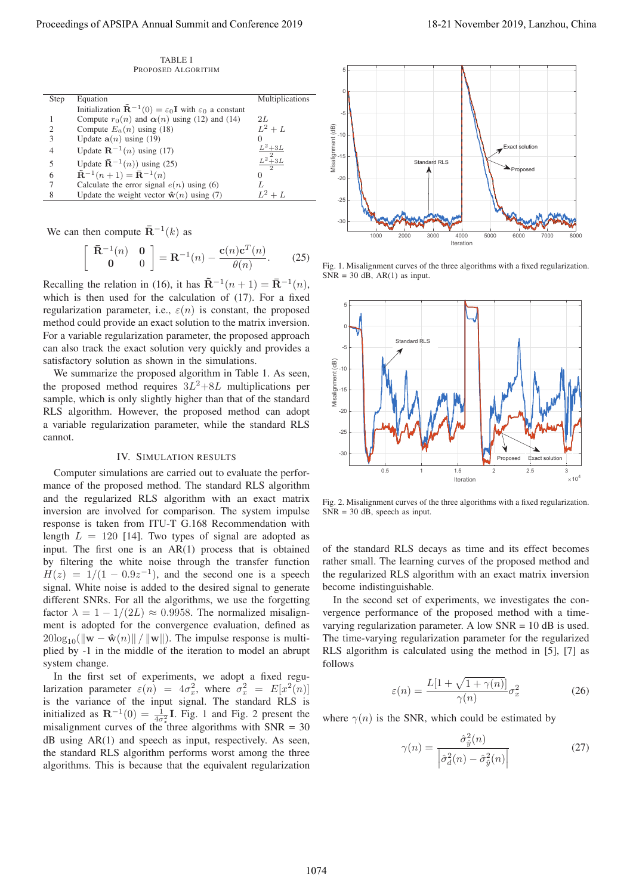TABLE I
PROPOSED ALGORITHM

| Step | Equation | Multiplications |
|---|---|---|
| | Initialization $\tilde{\mathbf{R}}^{-1}(0) = \varepsilon_0 \mathbf{I}$ with $\varepsilon_0$ a constant | |
| 1 | Compute $r_0(n)$ and $\boldsymbol{\alpha}(n)$ using (12) and (14) | $2L$ |
| 2 | Compute $E_a(n)$ using (18) | $L^2 + L$ |
| 3 | Update $\mathbf{a}(n)$ using (19) | 0 |
| 4 | Update $\mathbf{R}^{-1}(n)$ using (17) | $\frac{L^2+3L}{2}$ |
| 5 | Update $\bar{\mathbf{R}}^{-1}(n)$) using (25) | $\frac{L^2+3L}{2}$ |
| 6 | $\tilde{\mathbf{R}}^{-1}(n+1) = \bar{\mathbf{R}}^{-1}(n)$ | 0 |
| 7 | Calculate the error signal $e(n)$ using (6) | $L$ |
| 8 | Update the weight vector $\hat{\mathbf{w}}(n)$ using (7) | $L^2 + L$ |

We can then compute $\bar{\mathbf{R}}^{-1}(k)$ as

$$\begin{bmatrix} \bar{\mathbf{R}}^{-1}(n) & \mathbf{0} \\ \mathbf{0} & 0 \end{bmatrix} = \mathbf{R}^{-1}(n) - \frac{\mathbf{c}(n)\mathbf{c}^T(n)}{\theta(n)}. \tag{25}$$

Recalling the relation in (16), it has $\tilde{\mathbf{R}}^{-1}(n+1) = \bar{\mathbf{R}}^{-1}(n)$, which is then used for the calculation of (17). For a fixed regularization parameter, i.e., $\varepsilon(n)$ is constant, the proposed method could provide an exact solution to the matrix inversion. For a variable regularization parameter, the proposed approach can also track the exact solution very quickly and provides a satisfactory solution as shown in the simulations.

We summarize the proposed algorithm in Table 1. As seen, the proposed method requires $3L^2+8L$ multiplications per sample, which is only slightly higher than that of the standard RLS algorithm. However, the proposed method can adopt a variable regularization parameter, while the standard RLS cannot.

## IV. Simulation Results

Computer simulations are carried out to evaluate the performance of the proposed method. The standard RLS algorithm and the regularized RLS algorithm with an exact matrix inversion are involved for comparison. The system impulse response is taken from ITU-T G.168 Recommendation with length $L = 120$ [14]. Two types of signal are adopted as input. The first one is an AR(1) process that is obtained by filtering the white noise through the transfer function $H(z) = 1/(1 - 0.9z^{-1})$, and the second one is a speech signal. White noise is added to the desired signal to generate different SNRs. For all the algorithms, we use the forgetting factor $\lambda = 1 - 1/(2L) \approx 0.9958$. The normalized misalignment is adopted for the convergence evaluation, defined as $20\log_{10}(\|\mathbf{w} - \hat{\mathbf{w}}(n)\| / \|\mathbf{w}\|)$. The impulse response is multiplied by -1 in the middle of the iteration to model an abrupt system change.

In the first set of experiments, we adopt a fixed regularization parameter $\varepsilon(n) = 4\sigma_x^2$, where $\sigma_x^2 = E[x^2(n)]$ is the variance of the input signal. The standard RLS is initialized as $\mathbf{R}^{-1}(0) = \frac{1}{4\sigma_x^2}\mathbf{I}$. Fig. 1 and Fig. 2 present the misalignment curves of the three algorithms with SNR = 30 dB using AR(1) and speech as input, respectively. As seen, the standard RLS algorithm performs worst among the three algorithms. This is because that the equivalent regularization of the standard RLS decays as time and its effect becomes rather small. The learning curves of the proposed method and the regularized RLS algorithm with an exact matrix inversion become indistinguishable.

Fig. 1. Misalignment curves of the three algorithms with a fixed regularization. SNR = 30 dB, AR(1) as input.

Fig. 2. Misalignment curves of the three algorithms with a fixed regularization. SNR = 30 dB, speech as input.

In the second set of experiments, we investigates the convergence performance of the proposed method with a time-varying regularization parameter. A low SNR = 10 dB is used. The time-varying regularization parameter for the regularized RLS algorithm is calculated using the method in [5], [7] as follows

$$\varepsilon(n) = \frac{L[1 + \sqrt{1 + \gamma(n)}]}{\gamma(n)} \sigma_x^2 \tag{26}$$

where $\gamma(n)$ is the SNR, which could be estimated by

$$\gamma(n) = \frac{\hat{\sigma}_{\hat{y}}^2(n)}{\left|\hat{\sigma}_d^2(n) - \hat{\sigma}_{\hat{y}}^2(n)\right|} \tag{27}$$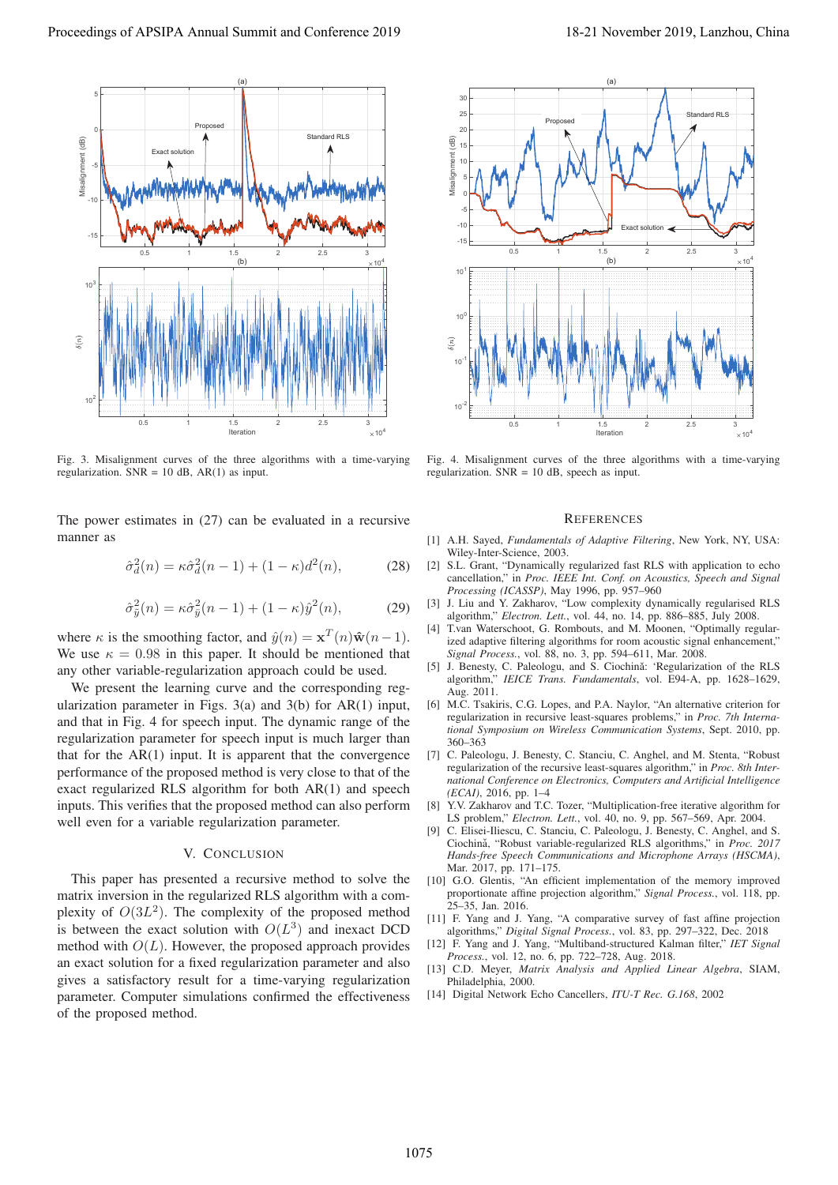(a)

Misalignment (dB)

5
0
-5
-10
-15

Proposed

Exact solution

Standard RLS

0.5 1 1.5 2 2.5 3
×10^4

(b)

10^3

$\delta(n)$

10^2

0.5 1 1.5 2 2.5 3
Iteration ×10^4

Fig. 3. Misalignment curves of the three algorithms with a time-varying regularization. SNR = 10 dB, AR(1) as input.

(a)

Misalignment (dB)

30
25
20
15
10
5
0
-5
-10
-15

Proposed

Standard RLS

Exact solution

0.5 1 1.5 2 2.5 3
×10^4

(b)

10^1

10^0

$\delta(n)$

10^-1

10^-2

0.5 1 1.5 2 2.5 3
Iteration ×10^4

Fig. 4. Misalignment curves of the three algorithms with a time-varying regularization. SNR = 10 dB, speech as input.

The power estimates in (27) can be evaluated in a recursive manner as

$$\hat{\sigma}_d^2(n) = \kappa\hat{\sigma}_d^2(n-1) + (1-\kappa)d^2(n), \tag{28}$$

$$\hat{\sigma}_{\hat{y}}^2(n) = \kappa\hat{\sigma}_{\hat{y}}^2(n-1) + (1-\kappa)\hat{y}^2(n), \tag{29}$$

where $\kappa$ is the smoothing factor, and $\hat{y}(n) = \mathbf{x}^T(n)\hat{\mathbf{w}}(n-1)$. We use $\kappa = 0.98$ in this paper. It should be mentioned that any other variable-regularization approach could be used.

We present the learning curve and the corresponding regularization parameter in Figs. 3(a) and 3(b) for AR(1) input, and that in Fig. 4 for speech input. The dynamic range of the regularization parameter for speech input is much larger than that for the AR(1) input. It is apparent that the convergence performance of the proposed method is very close to that of the exact regularized RLS algorithm for both AR(1) and speech inputs. This verifies that the proposed method can also perform well even for a variable regularization parameter.

## V. Conclusion

This paper has presented a recursive method to solve the matrix inversion in the regularized RLS algorithm with a complexity of $O(3L^2)$. The complexity of the proposed method is between the exact solution with $O(L^3)$ and inexact DCD method with $O(L)$. However, the proposed approach provides an exact solution for a fixed regularization parameter and also gives a satisfactory result for a time-varying regularization parameter. Computer simulations confirmed the effectiveness of the proposed method.

## References

[1] A.H. Sayed, *Fundamentals of Adaptive Filtering*, New York, NY, USA: Wiley-Inter-Science, 2003.

[2] S.L. Grant, "Dynamically regularized fast RLS with application to echo cancellation," in *Proc. IEEE Int. Conf. on Acoustics, Speech and Signal Processing (ICASSP)*, May 1996, pp. 957–960

[3] J. Liu and Y. Zakharov, "Low complexity dynamically regularised RLS algorithm," *Electron. Lett.*, vol. 44, no. 14, pp. 886–885, July 2008.

[4] T.van Waterschoot, G. Rombouts, and M. Moonen, "Optimally regularized adaptive filtering algorithms for room acoustic signal enhancement," *Signal Process.*, vol. 88, no. 3, pp. 594–611, Mar. 2008.

[5] J. Benesty, C. Paleologu, and S. Ciochină: 'Regularization of the RLS algorithm," *IEICE Trans. Fundamentals*, vol. E94-A, pp. 1628–1629, Aug. 2011.

[6] M.C. Tsakiris, C.G. Lopes, and P.A. Naylor, "An alternative criterion for regularization in recursive least-squares problems," in *Proc. 7th International Symposium on Wireless Communication Systems*, Sept. 2010, pp. 360–363

[7] C. Paleologu, J. Benesty, C. Stanciu, C. Anghel, and M. Stenta, "Robust regularization of the recursive least-squares algorithm," in *Proc. 8th International Conference on Electronics, Computers and Artificial Intelligence (ECAI)*, 2016, pp. 1–4

[8] Y.V. Zakharov and T.C. Tozer, "Multiplication-free iterative algorithm for LS problem," *Electron. Lett.*, vol. 40, no. 9, pp. 567–569, Apr. 2004.

[9] C. Elisei-Iliescu, C. Stanciu, C. Paleologu, J. Benesty, C. Anghel, and S. Ciochină, "Robust variable-regularized RLS algorithms," in *Proc. 2017 Hands-free Speech Communications and Microphone Arrays (HSCMA)*, Mar. 2017, pp. 171–175.

[10] G.O. Glentis, "An efficient implementation of the memory improved proportionate affine projection algorithm," *Signal Process.*, vol. 118, pp. 25–35, Jan. 2016.

[11] F. Yang and J. Yang, "A comparative survey of fast affine projection algorithms," *Digital Signal Process.*, vol. 83, pp. 297–322, Dec. 2018

[12] F. Yang and J. Yang, "Multiband-structured Kalman filter," *IET Signal Process.*, vol. 12, no. 6, pp. 722–728, Aug. 2018.

[13] C.D. Meyer, *Matrix Analysis and Applied Linear Algebra*, SIAM, Philadelphia, 2000.

[14] Digital Network Echo Cancellers, *ITU-T Rec. G.168*, 2002